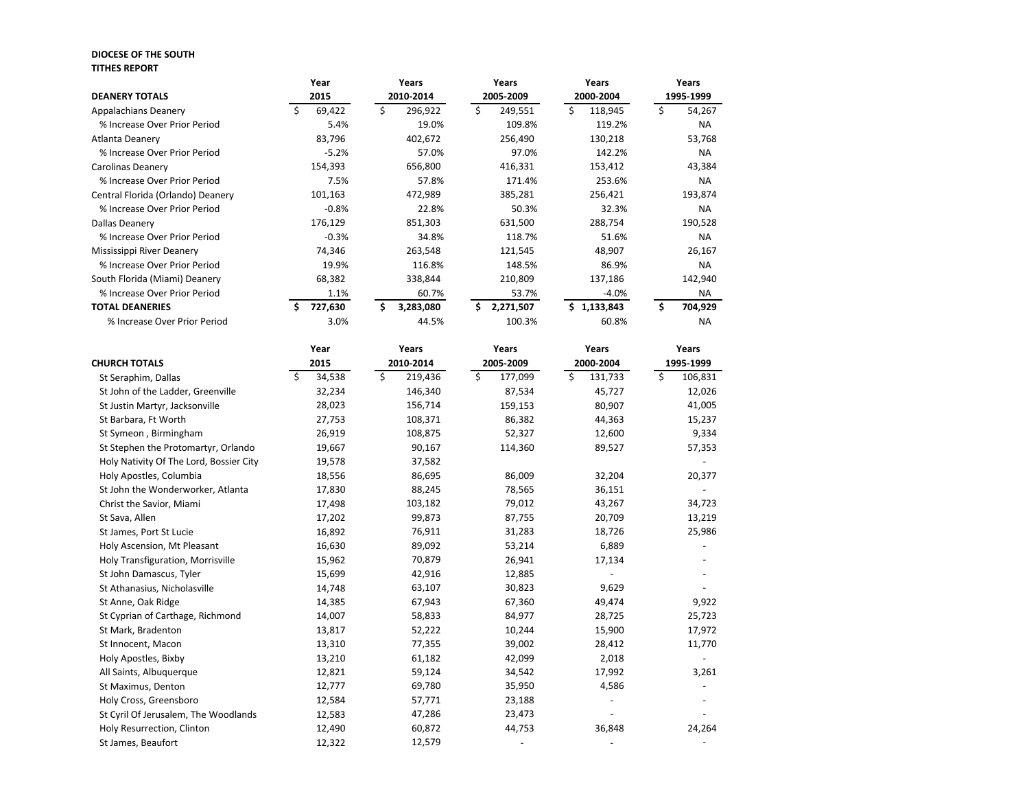**DIOCESE OF THE SOUTH**
**TITHES REPORT**

| DEANERY TOTALS | Year 2015 | Years 2010-2014 | Years 2005-2009 | Years 2000-2004 | Years 1995-1999 |
|---|---|---|---|---|---|
| Appalachians Deanery | $ 69,422 | $ 296,922 | $ 249,551 | $ 118,945 | $ 54,267 |
| % Increase Over Prior Period | 5.4% | 19.0% | 109.8% | 119.2% | NA |
| Atlanta Deanery | 83,796 | 402,672 | 256,490 | 130,218 | 53,768 |
| % Increase Over Prior Period | -5.2% | 57.0% | 97.0% | 142.2% | NA |
| Carolinas Deanery | 154,393 | 656,800 | 416,331 | 153,412 | 43,384 |
| % Increase Over Prior Period | 7.5% | 57.8% | 171.4% | 253.6% | NA |
| Central Florida (Orlando) Deanery | 101,163 | 472,989 | 385,281 | 256,421 | 193,874 |
| % Increase Over Prior Period | -0.8% | 22.8% | 50.3% | 32.3% | NA |
| Dallas Deanery | 176,129 | 851,303 | 631,500 | 288,754 | 190,528 |
| % Increase Over Prior Period | -0.3% | 34.8% | 118.7% | 51.6% | NA |
| Mississippi River Deanery | 74,346 | 263,548 | 121,545 | 48,907 | 26,167 |
| % Increase Over Prior Period | 19.9% | 116.8% | 148.5% | 86.9% | NA |
| South Florida (Miami) Deanery | 68,382 | 338,844 | 210,809 | 137,186 | 142,940 |
| % Increase Over Prior Period | 1.1% | 60.7% | 53.7% | -4.0% | NA |
| **TOTAL DEANERIES** | **$ 727,630** | **$ 3,283,080** | **$ 2,271,507** | **$ 1,133,843** | **$ 704,929** |
| % Increase Over Prior Period | 3.0% | 44.5% | 100.3% | 60.8% | NA |

| CHURCH TOTALS | Year 2015 | Years 2010-2014 | Years 2005-2009 | Years 2000-2004 | Years 1995-1999 |
|---|---|---|---|---|---|
| St Seraphim, Dallas | $ 34,538 | $ 219,436 | $ 177,099 | $ 131,733 | $ 106,831 |
| St John of the Ladder, Greenville | 32,234 | 146,340 | 87,534 | 45,727 | 12,026 |
| St Justin Martyr, Jacksonville | 28,023 | 156,714 | 159,153 | 80,907 | 41,005 |
| St Barbara, Ft Worth | 27,753 | 108,371 | 86,382 | 44,363 | 15,237 |
| St Symeon , Birmingham | 26,919 | 108,875 | 52,327 | 12,600 | 9,334 |
| St Stephen the Protomartyr, Orlando | 19,667 | 90,167 | 114,360 | 89,527 | 57,353 |
| Holy Nativity Of The Lord, Bossier City | 19,578 | 37,582 | | | - |
| Holy Apostles, Columbia | 18,556 | 86,695 | 86,009 | 32,204 | 20,377 |
| St John the Wonderworker, Atlanta | 17,830 | 88,245 | 78,565 | 36,151 | - |
| Christ the Savior, Miami | 17,498 | 103,182 | 79,012 | 43,267 | 34,723 |
| St Sava, Allen | 17,202 | 99,873 | 87,755 | 20,709 | 13,219 |
| St James, Port St Lucie | 16,892 | 76,911 | 31,283 | 18,726 | 25,986 |
| Holy Ascension, Mt Pleasant | 16,630 | 89,092 | 53,214 | 6,889 | - |
| Holy Transfiguration, Morrisville | 15,962 | 70,879 | 26,941 | 17,134 | - |
| St John Damascus, Tyler | 15,699 | 42,916 | 12,885 | - | - |
| St Athanasius, Nicholasville | 14,748 | 63,107 | 30,823 | 9,629 | - |
| St Anne, Oak Ridge | 14,385 | 67,943 | 67,360 | 49,474 | 9,922 |
| St Cyprian of Carthage, Richmond | 14,007 | 58,833 | 84,977 | 28,725 | 25,723 |
| St Mark, Bradenton | 13,817 | 52,222 | 10,244 | 15,900 | 17,972 |
| St Innocent, Macon | 13,310 | 77,355 | 39,002 | 28,412 | 11,770 |
| Holy Apostles, Bixby | 13,210 | 61,182 | 42,099 | 2,018 | - |
| All Saints, Albuquerque | 12,821 | 59,124 | 34,542 | 17,992 | 3,261 |
| St Maximus, Denton | 12,777 | 69,780 | 35,950 | 4,586 | - |
| Holy Cross, Greensboro | 12,584 | 57,771 | 23,188 | - | - |
| St Cyril Of Jerusalem, The Woodlands | 12,583 | 47,286 | 23,473 | - | - |
| Holy Resurrection, Clinton | 12,490 | 60,872 | 44,753 | 36,848 | 24,264 |
| St James, Beaufort | 12,322 | 12,579 | - | - | - |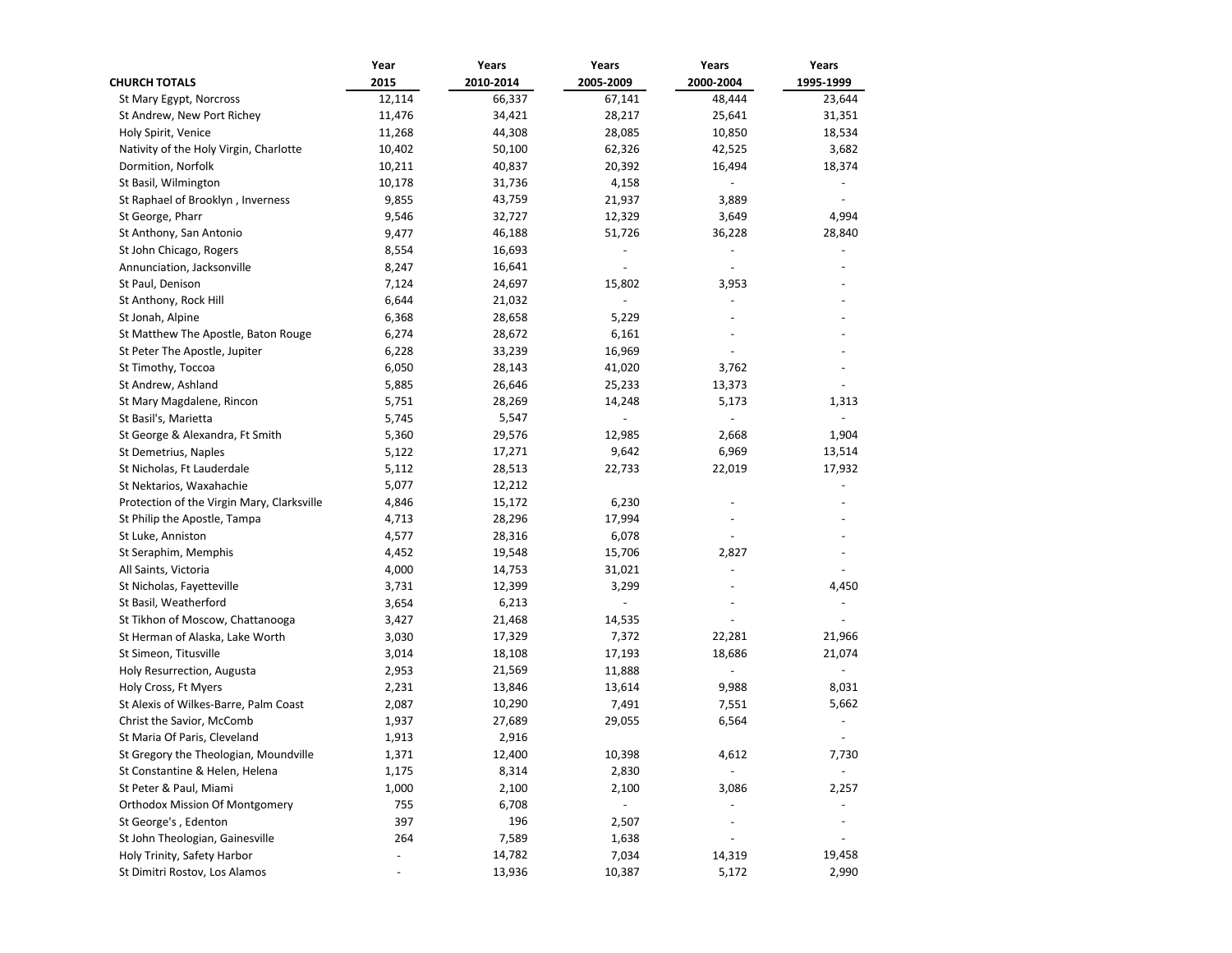| CHURCH TOTALS | Year 2015 | Years 2010-2014 | Years 2005-2009 | Years 2000-2004 | Years 1995-1999 |
|---|---|---|---|---|---|
| St Mary Egypt, Norcross | 12,114 | 66,337 | 67,141 | 48,444 | 23,644 |
| St Andrew, New Port Richey | 11,476 | 34,421 | 28,217 | 25,641 | 31,351 |
| Holy Spirit, Venice | 11,268 | 44,308 | 28,085 | 10,850 | 18,534 |
| Nativity of the Holy Virgin, Charlotte | 10,402 | 50,100 | 62,326 | 42,525 | 3,682 |
| Dormition, Norfolk | 10,211 | 40,837 | 20,392 | 16,494 | 18,374 |
| St Basil, Wilmington | 10,178 | 31,736 | 4,158 | - | - |
| St Raphael of Brooklyn , Inverness | 9,855 | 43,759 | 21,937 | 3,889 | - |
| St George, Pharr | 9,546 | 32,727 | 12,329 | 3,649 | 4,994 |
| St Anthony, San Antonio | 9,477 | 46,188 | 51,726 | 36,228 | 28,840 |
| St John Chicago, Rogers | 8,554 | 16,693 | - | - | - |
| Annunciation, Jacksonville | 8,247 | 16,641 | - | - | - |
| St Paul, Denison | 7,124 | 24,697 | 15,802 | 3,953 | - |
| St Anthony, Rock Hill | 6,644 | 21,032 | - | - | - |
| St Jonah, Alpine | 6,368 | 28,658 | 5,229 | - | - |
| St Matthew The Apostle, Baton Rouge | 6,274 | 28,672 | 6,161 | - | - |
| St Peter The Apostle, Jupiter | 6,228 | 33,239 | 16,969 | - | - |
| St Timothy, Toccoa | 6,050 | 28,143 | 41,020 | 3,762 | - |
| St Andrew, Ashland | 5,885 | 26,646 | 25,233 | 13,373 | - |
| St Mary Magdalene, Rincon | 5,751 | 28,269 | 14,248 | 5,173 | 1,313 |
| St Basil's, Marietta | 5,745 | 5,547 | - | - | - |
| St George & Alexandra, Ft Smith | 5,360 | 29,576 | 12,985 | 2,668 | 1,904 |
| St Demetrius, Naples | 5,122 | 17,271 | 9,642 | 6,969 | 13,514 |
| St Nicholas, Ft Lauderdale | 5,112 | 28,513 | 22,733 | 22,019 | 17,932 |
| St Nektarios, Waxahachie | 5,077 | 12,212 | | | - |
| Protection of the Virgin Mary, Clarksville | 4,846 | 15,172 | 6,230 | - | - |
| St Philip the Apostle, Tampa | 4,713 | 28,296 | 17,994 | - | - |
| St Luke, Anniston | 4,577 | 28,316 | 6,078 | - | - |
| St Seraphim, Memphis | 4,452 | 19,548 | 15,706 | 2,827 | - |
| All Saints, Victoria | 4,000 | 14,753 | 31,021 | - | - |
| St Nicholas, Fayetteville | 3,731 | 12,399 | 3,299 | - | 4,450 |
| St Basil, Weatherford | 3,654 | 6,213 | - | - | - |
| St Tikhon of Moscow, Chattanooga | 3,427 | 21,468 | 14,535 | - | - |
| St Herman of Alaska, Lake Worth | 3,030 | 17,329 | 7,372 | 22,281 | 21,966 |
| St Simeon, Titusville | 3,014 | 18,108 | 17,193 | 18,686 | 21,074 |
| Holy Resurrection, Augusta | 2,953 | 21,569 | 11,888 | - | - |
| Holy Cross, Ft Myers | 2,231 | 13,846 | 13,614 | 9,988 | 8,031 |
| St Alexis of Wilkes-Barre, Palm Coast | 2,087 | 10,290 | 7,491 | 7,551 | 5,662 |
| Christ the Savior, McComb | 1,937 | 27,689 | 29,055 | 6,564 | - |
| St Maria Of Paris, Cleveland | 1,913 | 2,916 | | | - |
| St Gregory the Theologian, Moundville | 1,371 | 12,400 | 10,398 | 4,612 | 7,730 |
| St Constantine & Helen, Helena | 1,175 | 8,314 | 2,830 | - | - |
| St Peter & Paul, Miami | 1,000 | 2,100 | 2,100 | 3,086 | 2,257 |
| Orthodox Mission Of Montgomery | 755 | 6,708 | - | - | - |
| St George's , Edenton | 397 | 196 | 2,507 | - | - |
| St John Theologian, Gainesville | 264 | 7,589 | 1,638 | - | - |
| Holy Trinity, Safety Harbor | - | 14,782 | 7,034 | 14,319 | 19,458 |
| St Dimitri Rostov, Los Alamos | - | 13,936 | 10,387 | 5,172 | 2,990 |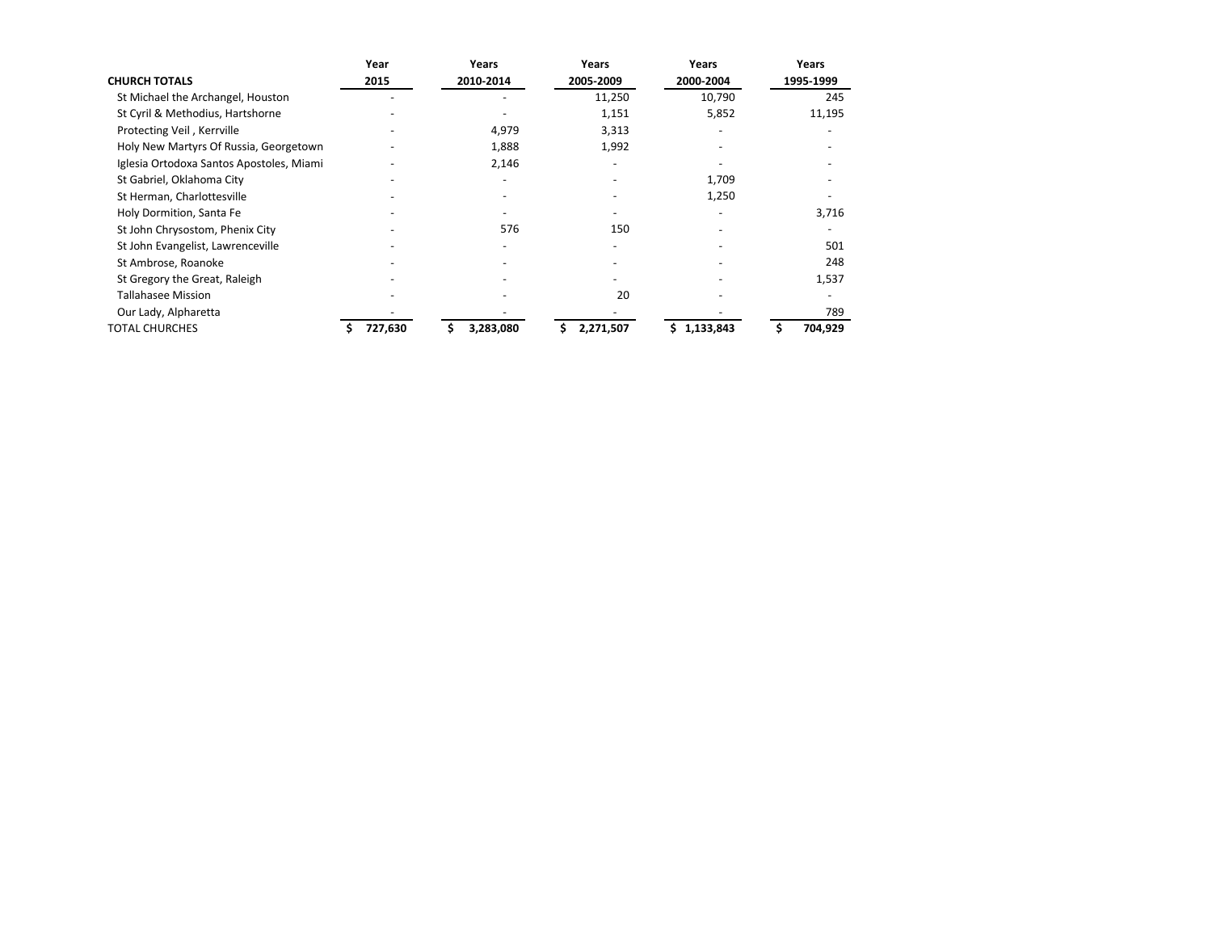| CHURCH TOTALS | Year 2015 | Years 2010-2014 | Years 2005-2009 | Years 2000-2004 | Years 1995-1999 |
|---|---|---|---|---|---|
| St Michael the Archangel, Houston | - | - | 11,250 | 10,790 | 245 |
| St Cyril & Methodius, Hartshorne | - | - | 1,151 | 5,852 | 11,195 |
| Protecting Veil , Kerrville | - | 4,979 | 3,313 | - | - |
| Holy New Martyrs Of Russia, Georgetown | - | 1,888 | 1,992 | - | - |
| Iglesia Ortodoxa Santos Apostoles, Miami | - | 2,146 | - | - | - |
| St Gabriel, Oklahoma City | - | - | - | 1,709 | - |
| St Herman, Charlottesville | - | - | - | 1,250 | - |
| Holy Dormition, Santa Fe | - | - | - | - | 3,716 |
| St John Chrysostom, Phenix City | - | 576 | 150 | - | - |
| St John Evangelist, Lawrenceville | - | - | - | - | 501 |
| St Ambrose, Roanoke | - | - | - | - | 248 |
| St Gregory the Great, Raleigh | - | - | - | - | 1,537 |
| Tallahasee Mission | - | - | 20 | - | - |
| Our Lady, Alpharetta | - | - | - | - | 789 |
| TOTAL CHURCHES | **$ 727,630** | **$ 3,283,080** | **$ 2,271,507** | **$ 1,133,843** | **$ 704,929** |